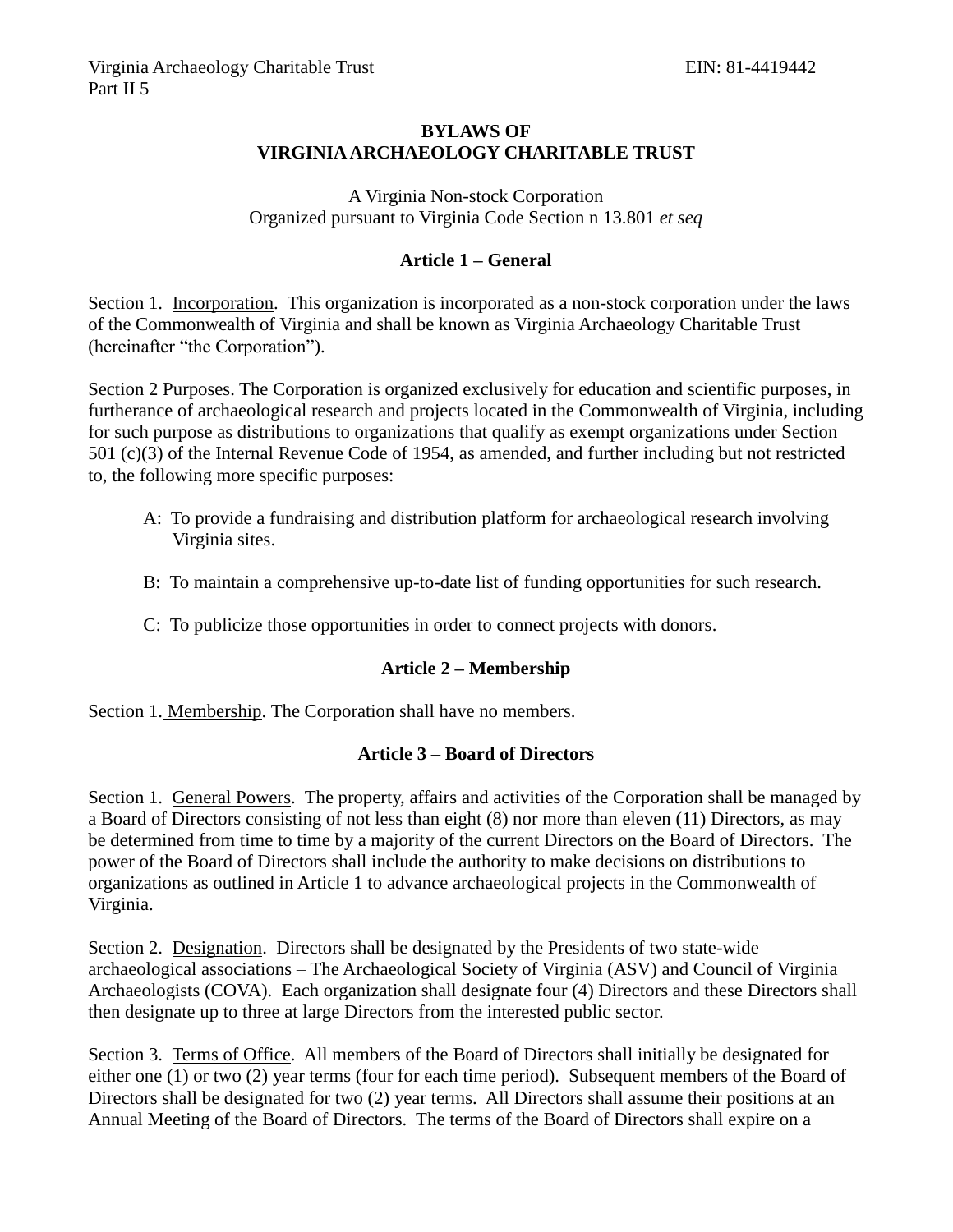# BYLAWS OF
# VIRGINIA ARCHAEOLOGY CHARITABLE TRUST

A Virginia Non-stock Corporation
Organized pursuant to Virginia Code Section n 13.801 *et seq*

## Article 1 – General

Section 1. Incorporation. This organization is incorporated as a non-stock corporation under the laws of the Commonwealth of Virginia and shall be known as Virginia Archaeology Charitable Trust (hereinafter "the Corporation").

Section 2 Purposes. The Corporation is organized exclusively for education and scientific purposes, in furtherance of archaeological research and projects located in the Commonwealth of Virginia, including for such purpose as distributions to organizations that qualify as exempt organizations under Section 501 (c)(3) of the Internal Revenue Code of 1954, as amended, and further including but not restricted to, the following more specific purposes:

A: To provide a fundraising and distribution platform for archaeological research involving Virginia sites.

B: To maintain a comprehensive up-to-date list of funding opportunities for such research.

C: To publicize those opportunities in order to connect projects with donors.

## Article 2 – Membership

Section 1. Membership. The Corporation shall have no members.

## Article 3 – Board of Directors

Section 1. General Powers. The property, affairs and activities of the Corporation shall be managed by a Board of Directors consisting of not less than eight (8) nor more than eleven (11) Directors, as may be determined from time to time by a majority of the current Directors on the Board of Directors. The power of the Board of Directors shall include the authority to make decisions on distributions to organizations as outlined in Article 1 to advance archaeological projects in the Commonwealth of Virginia.

Section 2. Designation. Directors shall be designated by the Presidents of two state-wide archaeological associations – The Archaeological Society of Virginia (ASV) and Council of Virginia Archaeologists (COVA). Each organization shall designate four (4) Directors and these Directors shall then designate up to three at large Directors from the interested public sector.

Section 3. Terms of Office. All members of the Board of Directors shall initially be designated for either one (1) or two (2) year terms (four for each time period). Subsequent members of the Board of Directors shall be designated for two (2) year terms. All Directors shall assume their positions at an Annual Meeting of the Board of Directors. The terms of the Board of Directors shall expire on a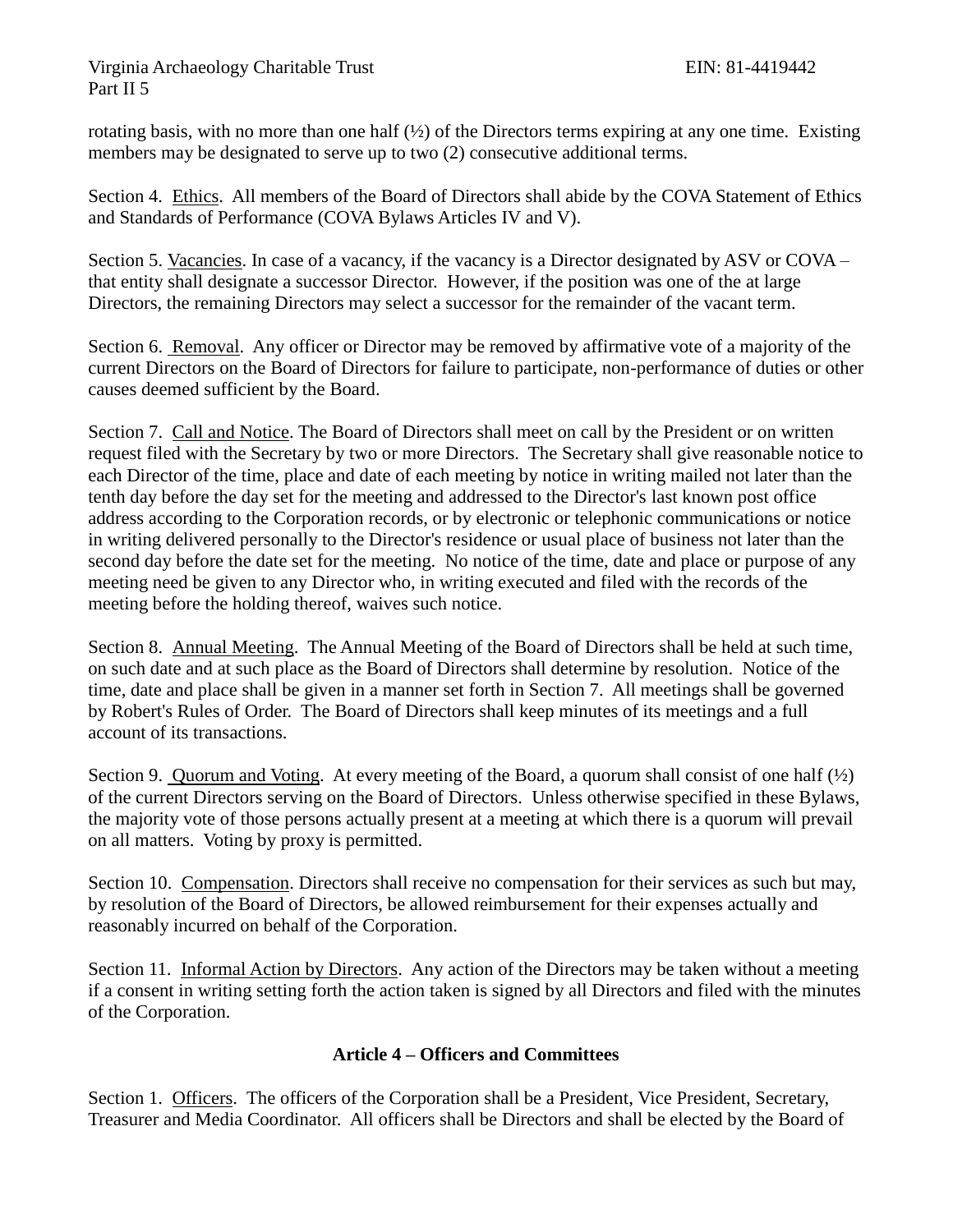rotating basis, with no more than one half (½) of the Directors terms expiring at any one time. Existing members may be designated to serve up to two (2) consecutive additional terms.

Section 4. Ethics. All members of the Board of Directors shall abide by the COVA Statement of Ethics and Standards of Performance (COVA Bylaws Articles IV and V).

Section 5. Vacancies. In case of a vacancy, if the vacancy is a Director designated by ASV or COVA – that entity shall designate a successor Director. However, if the position was one of the at large Directors, the remaining Directors may select a successor for the remainder of the vacant term.

Section 6. Removal. Any officer or Director may be removed by affirmative vote of a majority of the current Directors on the Board of Directors for failure to participate, non-performance of duties or other causes deemed sufficient by the Board.

Section 7. Call and Notice. The Board of Directors shall meet on call by the President or on written request filed with the Secretary by two or more Directors. The Secretary shall give reasonable notice to each Director of the time, place and date of each meeting by notice in writing mailed not later than the tenth day before the day set for the meeting and addressed to the Director's last known post office address according to the Corporation records, or by electronic or telephonic communications or notice in writing delivered personally to the Director's residence or usual place of business not later than the second day before the date set for the meeting. No notice of the time, date and place or purpose of any meeting need be given to any Director who, in writing executed and filed with the records of the meeting before the holding thereof, waives such notice.

Section 8. Annual Meeting. The Annual Meeting of the Board of Directors shall be held at such time, on such date and at such place as the Board of Directors shall determine by resolution. Notice of the time, date and place shall be given in a manner set forth in Section 7. All meetings shall be governed by Robert's Rules of Order. The Board of Directors shall keep minutes of its meetings and a full account of its transactions.

Section 9. Quorum and Voting. At every meeting of the Board, a quorum shall consist of one half (½) of the current Directors serving on the Board of Directors. Unless otherwise specified in these Bylaws, the majority vote of those persons actually present at a meeting at which there is a quorum will prevail on all matters. Voting by proxy is permitted.

Section 10. Compensation. Directors shall receive no compensation for their services as such but may, by resolution of the Board of Directors, be allowed reimbursement for their expenses actually and reasonably incurred on behalf of the Corporation.

Section 11. Informal Action by Directors. Any action of the Directors may be taken without a meeting if a consent in writing setting forth the action taken is signed by all Directors and filed with the minutes of the Corporation.

## Article 4 – Officers and Committees

Section 1. Officers. The officers of the Corporation shall be a President, Vice President, Secretary, Treasurer and Media Coordinator. All officers shall be Directors and shall be elected by the Board of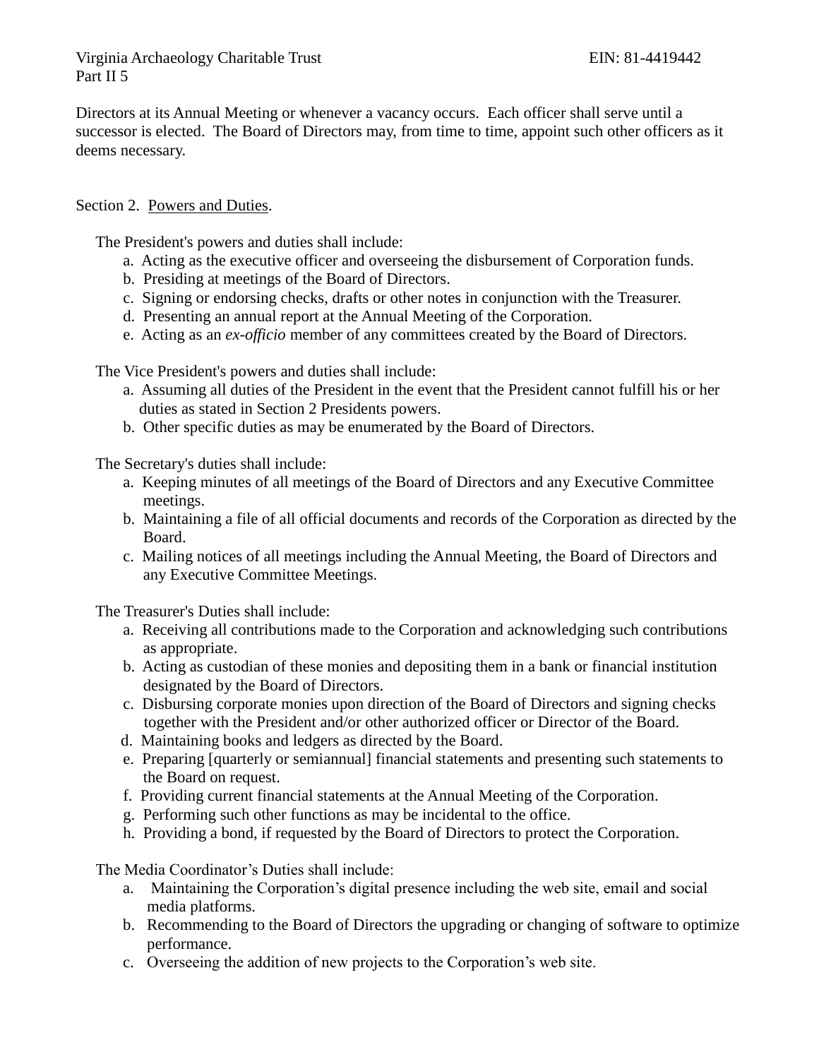Directors at its Annual Meeting or whenever a vacancy occurs. Each officer shall serve until a successor is elected. The Board of Directors may, from time to time, appoint such other officers as it deems necessary.

Section 2. Powers and Duties.

The President's powers and duties shall include:

a. Acting as the executive officer and overseeing the disbursement of Corporation funds.
b. Presiding at meetings of the Board of Directors.
c. Signing or endorsing checks, drafts or other notes in conjunction with the Treasurer.
d. Presenting an annual report at the Annual Meeting of the Corporation.
e. Acting as an *ex-officio* member of any committees created by the Board of Directors.

The Vice President's powers and duties shall include:

a. Assuming all duties of the President in the event that the President cannot fulfill his or her duties as stated in Section 2 Presidents powers.
b. Other specific duties as may be enumerated by the Board of Directors.

The Secretary's duties shall include:

a. Keeping minutes of all meetings of the Board of Directors and any Executive Committee meetings.
b. Maintaining a file of all official documents and records of the Corporation as directed by the Board.
c. Mailing notices of all meetings including the Annual Meeting, the Board of Directors and any Executive Committee Meetings.

The Treasurer's Duties shall include:

a. Receiving all contributions made to the Corporation and acknowledging such contributions as appropriate.
b. Acting as custodian of these monies and depositing them in a bank or financial institution designated by the Board of Directors.
c. Disbursing corporate monies upon direction of the Board of Directors and signing checks together with the President and/or other authorized officer or Director of the Board.
d. Maintaining books and ledgers as directed by the Board.
e. Preparing [quarterly or semiannual] financial statements and presenting such statements to the Board on request.
f. Providing current financial statements at the Annual Meeting of the Corporation.
g. Performing such other functions as may be incidental to the office.
h. Providing a bond, if requested by the Board of Directors to protect the Corporation.

The Media Coordinator's Duties shall include:

a. Maintaining the Corporation's digital presence including the web site, email and social media platforms.
b. Recommending to the Board of Directors the upgrading or changing of software to optimize performance.
c. Overseeing the addition of new projects to the Corporation's web site.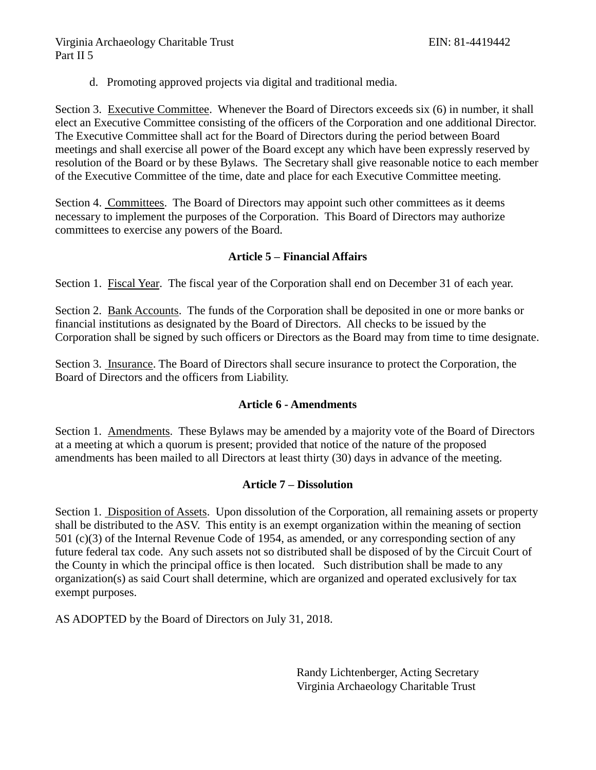d. Promoting approved projects via digital and traditional media.

Section 3. Executive Committee. Whenever the Board of Directors exceeds six (6) in number, it shall elect an Executive Committee consisting of the officers of the Corporation and one additional Director. The Executive Committee shall act for the Board of Directors during the period between Board meetings and shall exercise all power of the Board except any which have been expressly reserved by resolution of the Board or by these Bylaws. The Secretary shall give reasonable notice to each member of the Executive Committee of the time, date and place for each Executive Committee meeting.

Section 4. Committees. The Board of Directors may appoint such other committees as it deems necessary to implement the purposes of the Corporation. This Board of Directors may authorize committees to exercise any powers of the Board.

## Article 5 – Financial Affairs

Section 1. Fiscal Year. The fiscal year of the Corporation shall end on December 31 of each year.

Section 2. Bank Accounts. The funds of the Corporation shall be deposited in one or more banks or financial institutions as designated by the Board of Directors. All checks to be issued by the Corporation shall be signed by such officers or Directors as the Board may from time to time designate.

Section 3. Insurance. The Board of Directors shall secure insurance to protect the Corporation, the Board of Directors and the officers from Liability.

## Article 6 - Amendments

Section 1. Amendments. These Bylaws may be amended by a majority vote of the Board of Directors at a meeting at which a quorum is present; provided that notice of the nature of the proposed amendments has been mailed to all Directors at least thirty (30) days in advance of the meeting.

## Article 7 – Dissolution

Section 1. Disposition of Assets. Upon dissolution of the Corporation, all remaining assets or property shall be distributed to the ASV. This entity is an exempt organization within the meaning of section 501 (c)(3) of the Internal Revenue Code of 1954, as amended, or any corresponding section of any future federal tax code. Any such assets not so distributed shall be disposed of by the Circuit Court of the County in which the principal office is then located. Such distribution shall be made to any organization(s) as said Court shall determine, which are organized and operated exclusively for tax exempt purposes.

AS ADOPTED by the Board of Directors on July 31, 2018.

Randy Lichtenberger, Acting Secretary
Virginia Archaeology Charitable Trust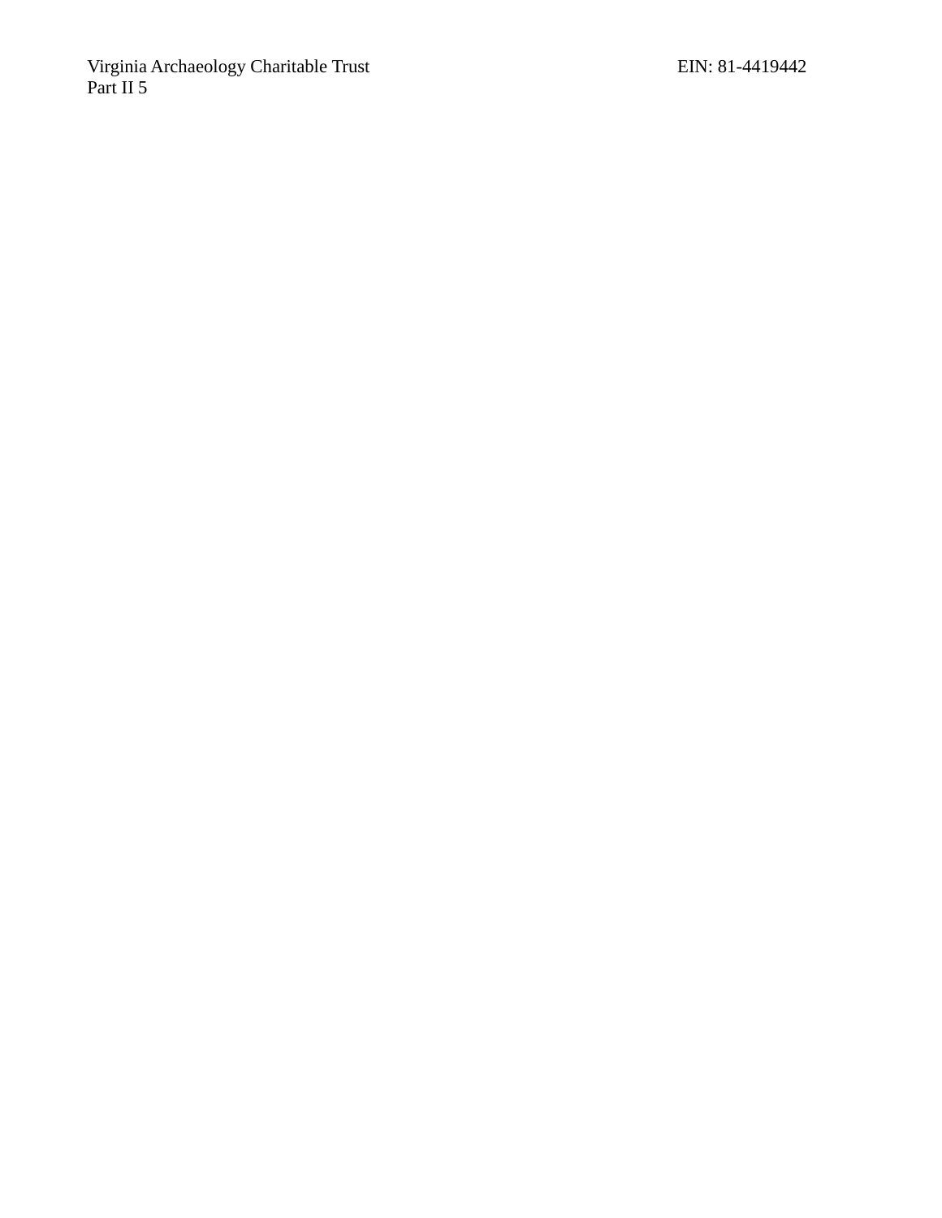Virginia Archaeology Charitable Trust EIN: 81-4419442

Part II 5